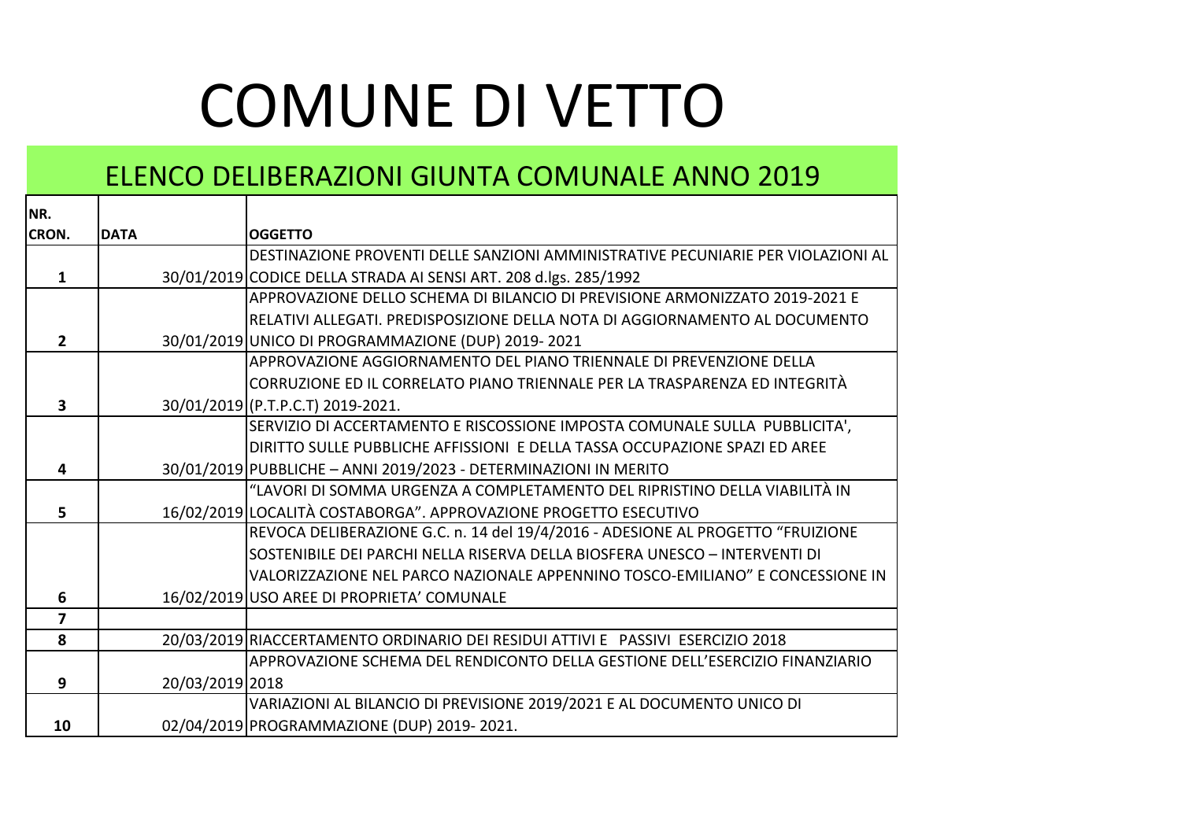# COMUNE DI VETTO

## ELENCO DELIBERAZIONI GIUNTA COMUNALE ANNO 2019

| NR. CRON. | DATA | OGGETTO |
|---|---|---|
| 1 | 30/01/2019 | DESTINAZIONE PROVENTI DELLE SANZIONI AMMINISTRATIVE PECUNIARIE PER VIOLAZIONI AL CODICE DELLA STRADA AI SENSI ART. 208 d.lgs. 285/1992 |
| 2 | 30/01/2019 | APPROVAZIONE DELLO SCHEMA DI BILANCIO DI PREVISIONE ARMONIZZATO 2019-2021 E RELATIVI ALLEGATI. PREDISPOSIZIONE DELLA NOTA DI AGGIORNAMENTO AL DOCUMENTO UNICO DI PROGRAMMAZIONE (DUP) 2019- 2021 |
| 3 | 30/01/2019 | APPROVAZIONE AGGIORNAMENTO DEL PIANO TRIENNALE DI PREVENZIONE DELLA CORRUZIONE ED IL CORRELATO PIANO TRIENNALE PER LA TRASPARENZA ED INTEGRITÀ (P.T.P.C.T) 2019-2021. |
| 4 | 30/01/2019 | SERVIZIO DI ACCERTAMENTO E RISCOSSIONE IMPOSTA COMUNALE SULLA PUBBLICITA', DIRITTO SULLE PUBBLICHE AFFISSIONI E DELLA TASSA OCCUPAZIONE SPAZI ED AREE PUBBLICHE – ANNI 2019/2023 - DETERMINAZIONI IN MERITO |
| 5 | 16/02/2019 | "LAVORI DI SOMMA URGENZA A COMPLETAMENTO DEL RIPRISTINO DELLA VIABILITÀ IN LOCALITÀ COSTABORGA". APPROVAZIONE PROGETTO ESECUTIVO |
| 6 | 16/02/2019 | REVOCA DELIBERAZIONE G.C. n. 14 del 19/4/2016 - ADESIONE AL PROGETTO "FRUIZIONE SOSTENIBILE DEI PARCHI NELLA RISERVA DELLA BIOSFERA UNESCO – INTERVENTI DI VALORIZZAZIONE NEL PARCO NAZIONALE APPENNINO TOSCO-EMILIANO" E CONCESSIONE IN USO AREE DI PROPRIETA' COMUNALE |
| 7 | | |
| 8 | 20/03/2019 | RIACCERTAMENTO ORDINARIO DEI RESIDUI ATTIVI E PASSIVI ESERCIZIO 2018 |
| 9 | 20/03/2019 | APPROVAZIONE SCHEMA DEL RENDICONTO DELLA GESTIONE DELL'ESERCIZIO FINANZIARIO 2018 |
| 10 | 02/04/2019 | VARIAZIONI AL BILANCIO DI PREVISIONE 2019/2021 E AL DOCUMENTO UNICO DI PROGRAMMAZIONE (DUP) 2019- 2021. |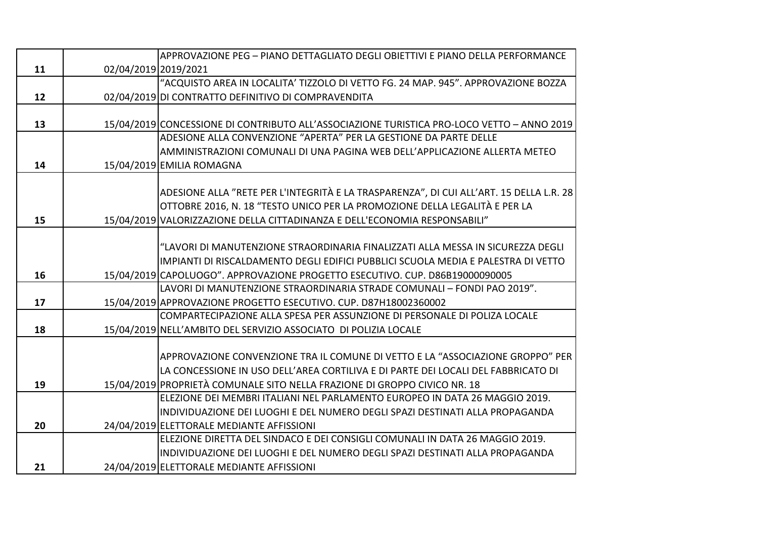| | | |
|---|---|---|
| 11 | 02/04/2019 | APPROVAZIONE PEG – PIANO DETTAGLIATO DEGLI OBIETTIVI E PIANO DELLA PERFORMANCE 2019/2021 |
| 12 | 02/04/2019 | “ACQUISTO AREA IN LOCALITA’ TIZZOLO DI VETTO FG. 24 MAP. 945”. APPROVAZIONE BOZZA DI CONTRATTO DEFINITIVO DI COMPRAVENDITA |
| 13 | 15/04/2019 | CONCESSIONE DI CONTRIBUTO ALL’ASSOCIAZIONE TURISTICA PRO-LOCO VETTO – ANNO 2019 |
| 14 | 15/04/2019 | ADESIONE ALLA CONVENZIONE “APERTA” PER LA GESTIONE DA PARTE DELLE AMMINISTRAZIONI COMUNALI DI UNA PAGINA WEB DELL’APPLICAZIONE ALLERTA METEO EMILIA ROMAGNA |
| 15 | 15/04/2019 | ADESIONE ALLA ”RETE PER L'INTEGRITÀ E LA TRASPARENZA”, DI CUI ALL’ART. 15 DELLA L.R. 28 OTTOBRE 2016, N. 18 “TESTO UNICO PER LA PROMOZIONE DELLA LEGALITÀ E PER LA VALORIZZAZIONE DELLA CITTADINANZA E DELL'ECONOMIA RESPONSABILI” |
| 16 | 15/04/2019 | “LAVORI DI MANUTENZIONE STRAORDINARIA FINALIZZATI ALLA MESSA IN SICUREZZA DEGLI IMPIANTI DI RISCALDAMENTO DEGLI EDIFICI PUBBLICI SCUOLA MEDIA E PALESTRA DI VETTO CAPOLUOGO”. APPROVAZIONE PROGETTO ESECUTIVO. CUP. D86B19000090005 |
| 17 | 15/04/2019 | LAVORI DI MANUTENZIONE STRAORDINARIA STRADE COMUNALI – FONDI PAO 2019”. APPROVAZIONE PROGETTO ESECUTIVO. CUP. D87H18002360002 |
| 18 | 15/04/2019 | COMPARTECIPAZIONE ALLA SPESA PER ASSUNZIONE DI PERSONALE DI POLIZA LOCALE NELL’AMBITO DEL SERVIZIO ASSOCIATO DI POLIZIA LOCALE |
| 19 | 15/04/2019 | APPROVAZIONE CONVENZIONE TRA IL COMUNE DI VETTO E LA “ASSOCIAZIONE GROPPO” PER LA CONCESSIONE IN USO DELL’AREA CORTILIVA E DI PARTE DEI LOCALI DEL FABBRICATO DI PROPRIETÀ COMUNALE SITO NELLA FRAZIONE DI GROPPO CIVICO NR. 18 |
| 20 | 24/04/2019 | ELEZIONE DEI MEMBRI ITALIANI NEL PARLAMENTO EUROPEO IN DATA 26 MAGGIO 2019. INDIVIDUAZIONE DEI LUOGHI E DEL NUMERO DEGLI SPAZI DESTINATI ALLA PROPAGANDA ELETTORALE MEDIANTE AFFISSIONI |
| 21 | 24/04/2019 | ELEZIONE DIRETTA DEL SINDACO E DEI CONSIGLI COMUNALI IN DATA 26 MAGGIO 2019. INDIVIDUAZIONE DEI LUOGHI E DEL NUMERO DEGLI SPAZI DESTINATI ALLA PROPAGANDA ELETTORALE MEDIANTE AFFISSIONI |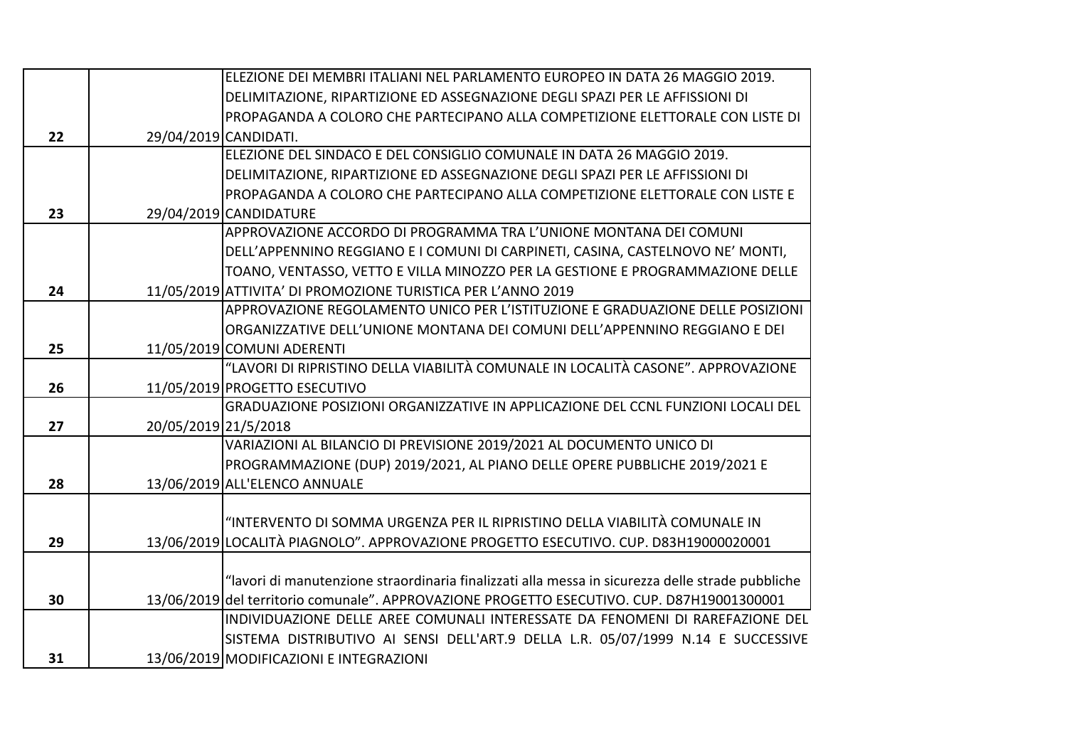| | | |
|---|---|---|
| 22 | 29/04/2019 | ELEZIONE DEI MEMBRI ITALIANI NEL PARLAMENTO EUROPEO IN DATA 26 MAGGIO 2019. DELIMITAZIONE, RIPARTIZIONE ED ASSEGNAZIONE DEGLI SPAZI PER LE AFFISSIONI DI PROPAGANDA A COLORO CHE PARTECIPANO ALLA COMPETIZIONE ELETTORALE CON LISTE DI CANDIDATI. |
| 23 | 29/04/2019 | ELEZIONE DEL SINDACO E DEL CONSIGLIO COMUNALE IN DATA 26 MAGGIO 2019. DELIMITAZIONE, RIPARTIZIONE ED ASSEGNAZIONE DEGLI SPAZI PER LE AFFISSIONI DI PROPAGANDA A COLORO CHE PARTECIPANO ALLA COMPETIZIONE ELETTORALE CON LISTE E CANDIDATURE |
| 24 | 11/05/2019 | APPROVAZIONE ACCORDO DI PROGRAMMA TRA L’UNIONE MONTANA DEI COMUNI DELL’APPENNINO REGGIANO E I COMUNI DI CARPINETI, CASINA, CASTELNOVO NE’ MONTI, TOANO, VENTASSO, VETTO E VILLA MINOZZO PER LA GESTIONE E PROGRAMMAZIONE DELLE ATTIVITA’ DI PROMOZIONE TURISTICA PER L’ANNO 2019 |
| 25 | 11/05/2019 | APPROVAZIONE REGOLAMENTO UNICO PER L’ISTITUZIONE E GRADUAZIONE DELLE POSIZIONI ORGANIZZATIVE DELL’UNIONE MONTANA DEI COMUNI DELL’APPENNINO REGGIANO E DEI COMUNI ADERENTI |
| 26 | 11/05/2019 | “LAVORI DI RIPRISTINO DELLA VIABILITÀ COMUNALE IN LOCALITÀ CASONE”. APPROVAZIONE PROGETTO ESECUTIVO |
| 27 | 20/05/2019 | GRADUAZIONE POSIZIONI ORGANIZZATIVE IN APPLICAZIONE DEL CCNL FUNZIONI LOCALI DEL 21/5/2018 |
| 28 | 13/06/2019 | VARIAZIONI AL BILANCIO DI PREVISIONE 2019/2021 AL DOCUMENTO UNICO DI PROGRAMMAZIONE (DUP) 2019/2021, AL PIANO DELLE OPERE PUBBLICHE 2019/2021 E ALL'ELENCO ANNUALE |
| 29 | 13/06/2019 | “INTERVENTO DI SOMMA URGENZA PER IL RIPRISTINO DELLA VIABILITÀ COMUNALE IN LOCALITÀ PIAGNOLO”. APPROVAZIONE PROGETTO ESECUTIVO. CUP. D83H19000020001 |
| 30 | 13/06/2019 | “lavori di manutenzione straordinaria finalizzati alla messa in sicurezza delle strade pubbliche del territorio comunale”. APPROVAZIONE PROGETTO ESECUTIVO. CUP. D87H19001300001 |
| 31 | 13/06/2019 | INDIVIDUAZIONE DELLE AREE COMUNALI INTERESSATE DA FENOMENI DI RAREFAZIONE DEL SISTEMA DISTRIBUTIVO AI SENSI DELL'ART.9 DELLA L.R. 05/07/1999 N.14 E SUCCESSIVE MODIFICAZIONI E INTEGRAZIONI |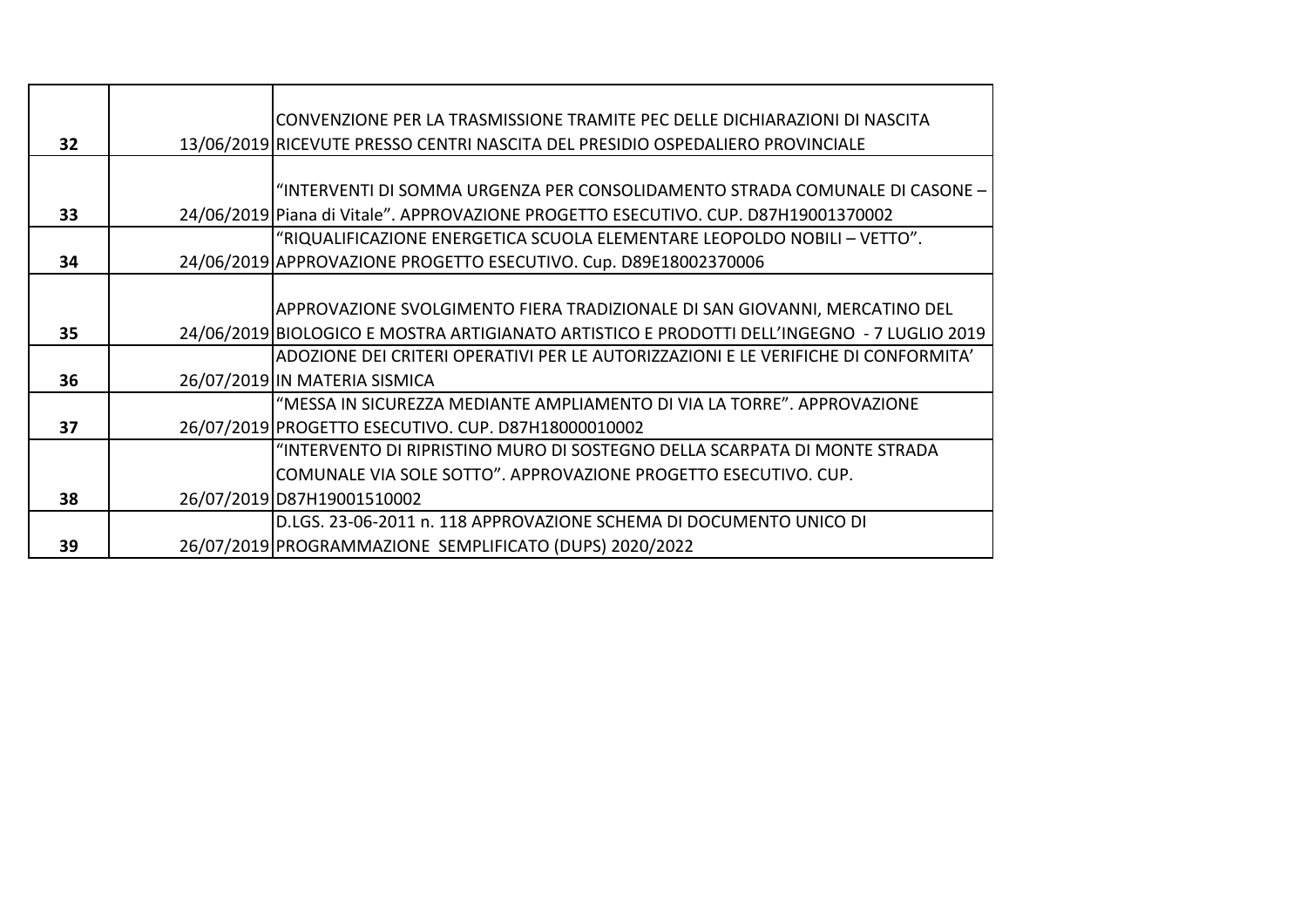| | | |
|---|---|---|
| 32 | 13/06/2019 | CONVENZIONE PER LA TRASMISSIONE TRAMITE PEC DELLE DICHIARAZIONI DI NASCITA RICEVUTE PRESSO CENTRI NASCITA DEL PRESIDIO OSPEDALIERO PROVINCIALE |
| 33 | 24/06/2019 | “INTERVENTI DI SOMMA URGENZA PER CONSOLIDAMENTO STRADA COMUNALE DI CASONE – Piana di Vitale”. APPROVAZIONE PROGETTO ESECUTIVO. CUP. D87H19001370002 |
| 34 | 24/06/2019 | “RIQUALIFICAZIONE ENERGETICA SCUOLA ELEMENTARE LEOPOLDO NOBILI – VETTO”. APPROVAZIONE PROGETTO ESECUTIVO. Cup. D89E18002370006 |
| 35 | 24/06/2019 | APPROVAZIONE SVOLGIMENTO FIERA TRADIZIONALE DI SAN GIOVANNI, MERCATINO DEL BIOLOGICO E MOSTRA ARTIGIANATO ARTISTICO E PRODOTTI DELL’INGEGNO - 7 LUGLIO 2019 |
| 36 | 26/07/2019 | ADOZIONE DEI CRITERI OPERATIVI PER LE AUTORIZZAZIONI E LE VERIFICHE DI CONFORMITA’ IN MATERIA SISMICA |
| 37 | 26/07/2019 | “MESSA IN SICUREZZA MEDIANTE AMPLIAMENTO DI VIA LA TORRE”. APPROVAZIONE PROGETTO ESECUTIVO. CUP. D87H18000010002 |
| 38 | 26/07/2019 | “INTERVENTO DI RIPRISTINO MURO DI SOSTEGNO DELLA SCARPATA DI MONTE STRADA COMUNALE VIA SOLE SOTTO”. APPROVAZIONE PROGETTO ESECUTIVO. CUP. D87H19001510002 |
| 39 | 26/07/2019 | D.LGS. 23-06-2011 n. 118 APPROVAZIONE SCHEMA DI DOCUMENTO UNICO DI PROGRAMMAZIONE SEMPLIFICATO (DUPS) 2020/2022 |